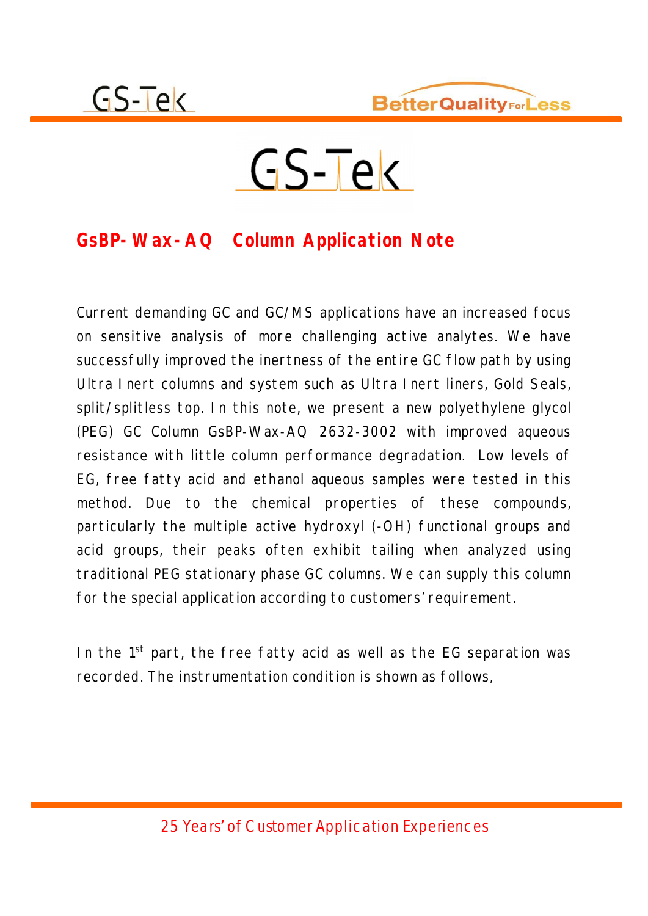# GsBP-Wax-AQ  Column Application Note

Current demanding GC and GC/MS applications have an increased focus on sensitive analysis of more challenging active analytes. We have successfully improved the inertness of the entire GC flow path by using Ultra Inert columns and system such as Ultra Inert liners, Gold Seals, split/splitless top. In this note, we present a new polyethylene glycol (PEG) GC Column GsBP-Wax-AQ 2632-3002 with improved aqueous resistance with little column performance degradation. Low levels of EG, free fatty acid and ethanol aqueous samples were tested in this method. Due to the chemical properties of these compounds, particularly the multiple active hydroxyl (-OH) functional groups and acid groups, their peaks often exhibit tailing when analyzed using traditional PEG stationary phase GC columns. We can supply this column for the special application according to customers' requirement.

In the 1st part, the free fatty acid as well as the EG separation was recorded. The instrumentation condition is shown as follows,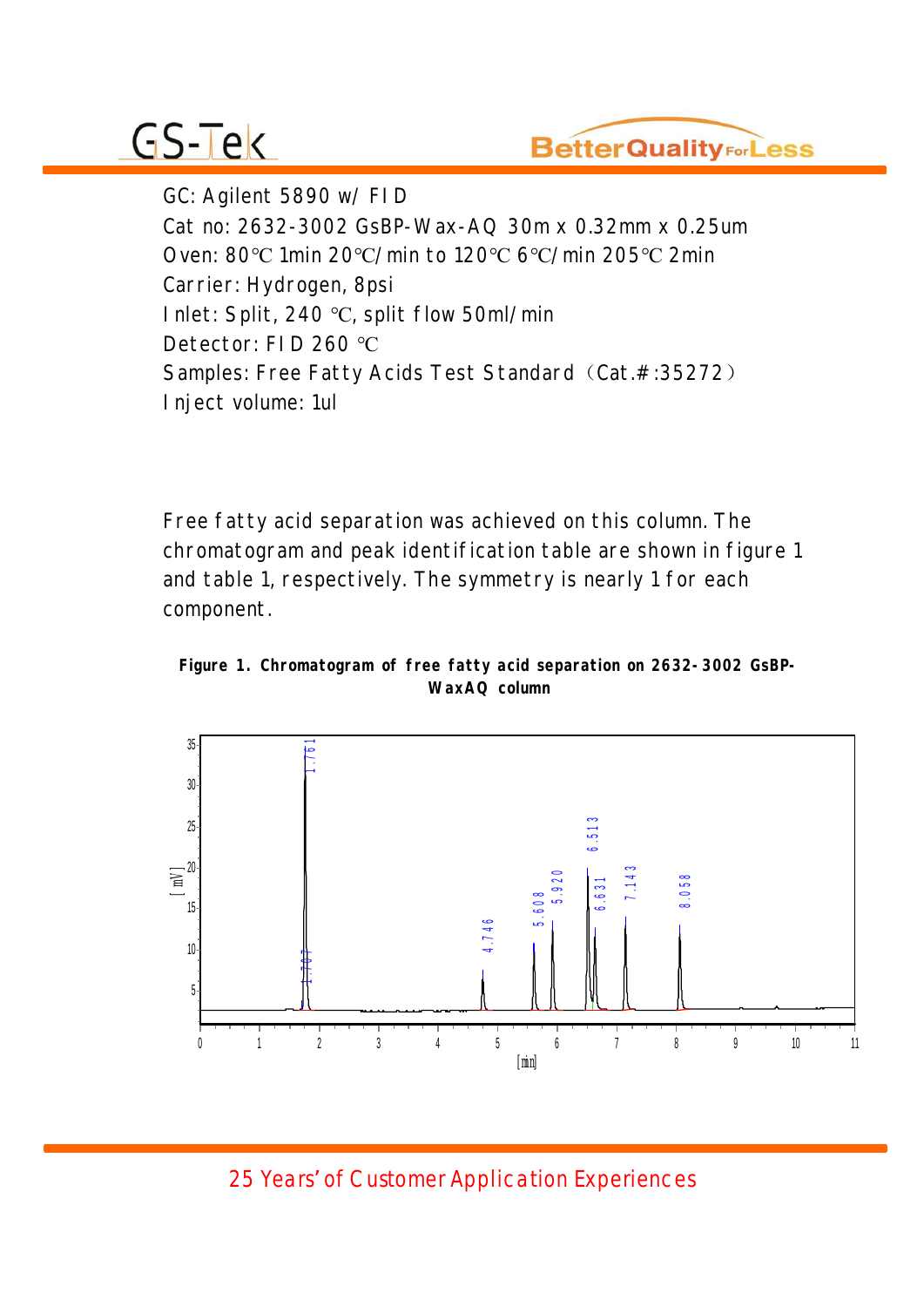GC: Agilent 5890 w/ FID

Cat no: 2632-3002 GsBP-Wax-AQ 30m x 0.32mm x 0.25um

Oven: 80℃ 1min 20℃/min to 120℃ 6℃/min 205℃ 2min

Carrier: Hydrogen, 8psi

Inlet: Split, 240 ℃, split flow 50ml/min

Detector: FID 260 ℃

Samples: Free Fatty Acids Test Standard（Cat.#:35272）

Inject volume: 1ul

Free fatty acid separation was achieved on this column. The chromatogram and peak identification table are shown in figure 1 and table 1, respectively. The symmetry is nearly 1 for each component.

**Figure 1. Chromatogram of free fatty acid separation on 2632-3002 GsBP-WaxAQ column**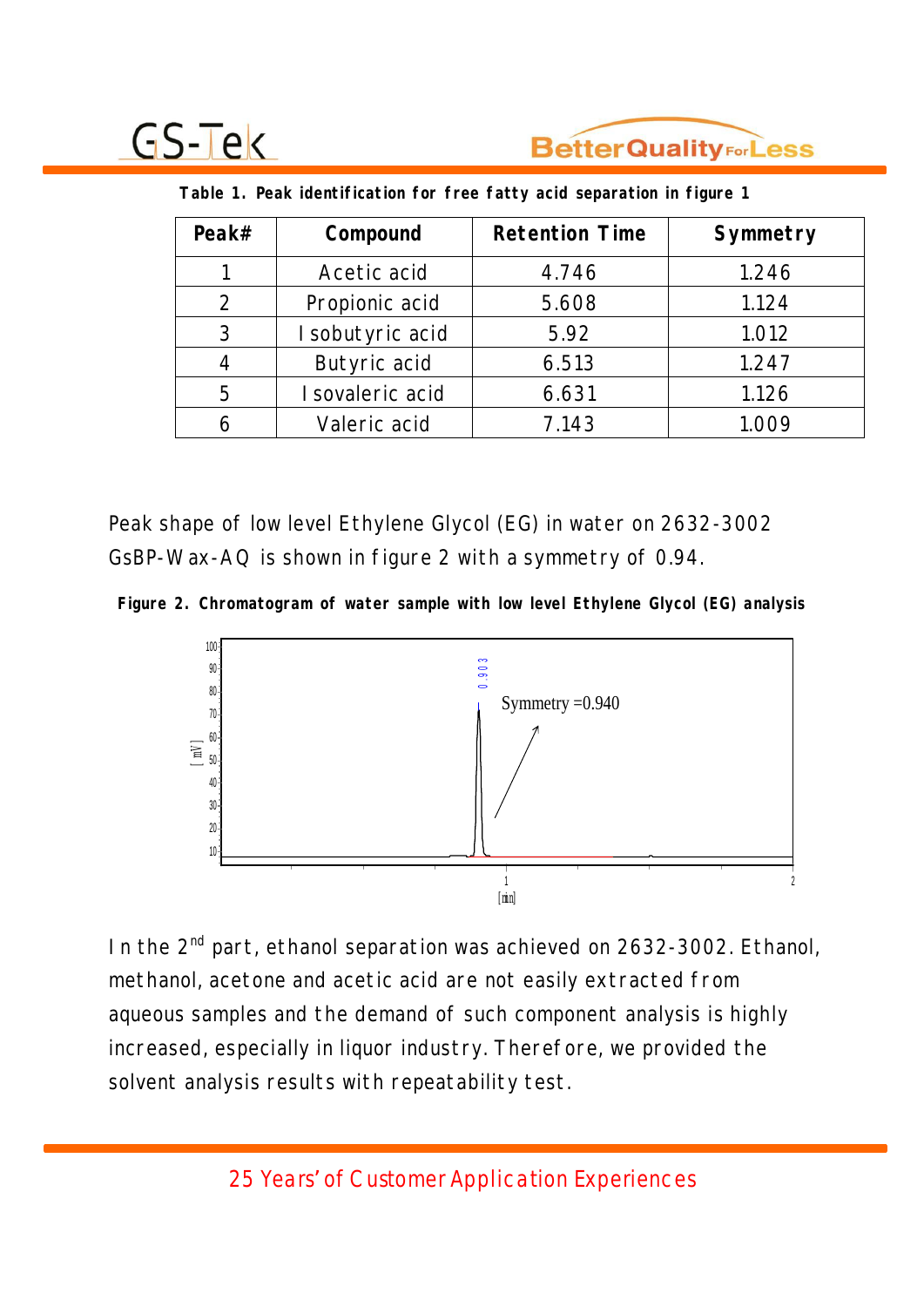**Table 1. Peak identification for free fatty acid separation in figure 1**

| Peak# | Compound | Retention Time | Symmetry |
|---|---|---|---|
| 1 | Acetic acid | 4.746 | 1.246 |
| 2 | Propionic acid | 5.608 | 1.124 |
| 3 | Isobutyric acid | 5.92 | 1.012 |
| 4 | Butyric acid | 6.513 | 1.247 |
| 5 | Isovaleric acid | 6.631 | 1.126 |
| 6 | Valeric acid | 7.143 | 1.009 |

Peak shape of low level Ethylene Glycol (EG) in water on 2632-3002 GsBP-Wax-AQ is shown in figure 2 with a symmetry of 0.94.

**Figure 2. Chromatogram of water sample with low level Ethylene Glycol (EG) analysis**

In the 2nd part, ethanol separation was achieved on 2632-3002. Ethanol, methanol, acetone and acetic acid are not easily extracted from aqueous samples and the demand of such component analysis is highly increased, especially in liquor industry. Therefore, we provided the solvent analysis results with repeatability test.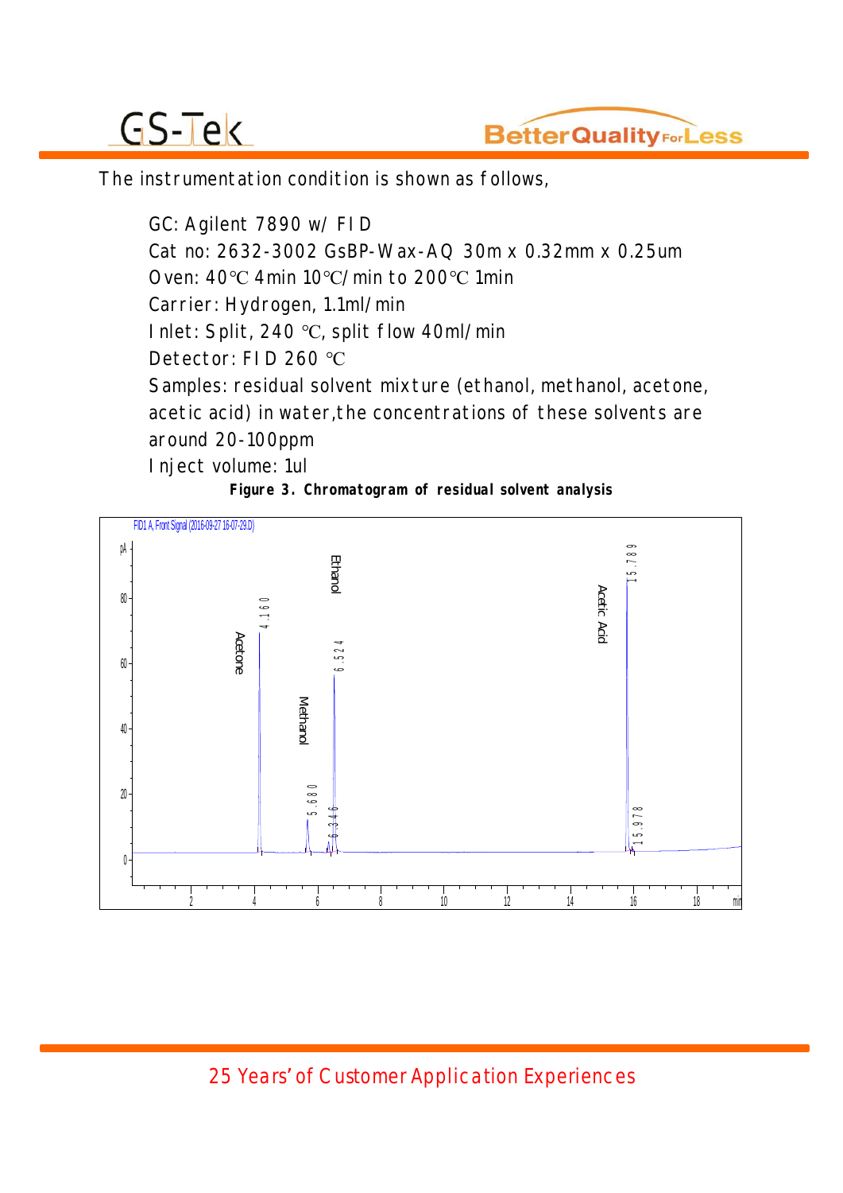The instrumentation condition is shown as follows,

GC: Agilent 7890 w/ FID
Cat no: 2632-3002 GsBP-Wax-AQ 30m x 0.32mm x 0.25um
Oven: 40℃ 4min 10℃/min to 200℃ 1min
Carrier: Hydrogen, 1.1ml/min
Inlet: Split, 240 ℃, split flow 40ml/min
Detector: FID 260 ℃
Samples: residual solvent mixture (ethanol, methanol, acetone, acetic acid) in water,the concentrations of these solvents are around 20-100ppm
Inject volume: 1ul

**Figure 3. Chromatogram of residual solvent analysis**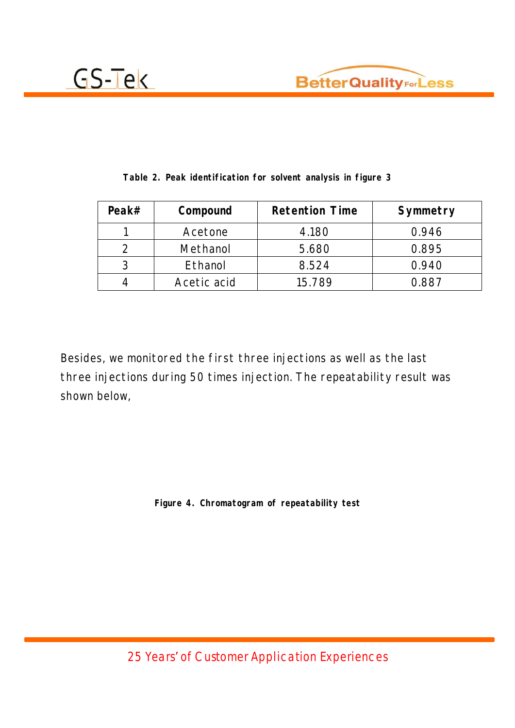**Table 2. Peak identification for solvent analysis in figure 3**

| Peak# | Compound | Retention Time | Symmetry |
|---|---|---|---|
| 1 | Acetone | 4.180 | 0.946 |
| 2 | Methanol | 5.680 | 0.895 |
| 3 | Ethanol | 8.524 | 0.940 |
| 4 | Acetic acid | 15.789 | 0.887 |

Besides, we monitored the first three injections as well as the last three injections during 50 times injection. The repeatability result was shown below,

**Figure 4. Chromatogram of repeatability test**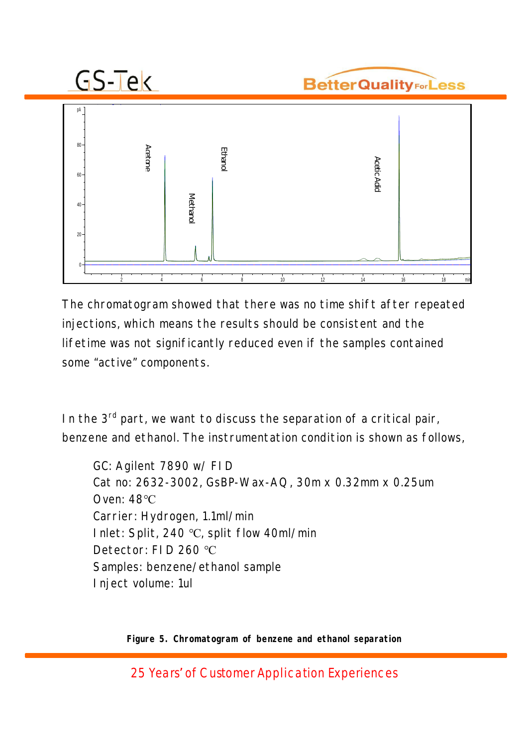The chromatogram showed that there was no time shift after repeated injections, which means the results should be consistent and the lifetime was not significantly reduced even if the samples contained some "active" components.

In the 3rd part, we want to discuss the separation of a critical pair, benzene and ethanol. The instrumentation condition is shown as follows,

GC: Agilent 7890 w/ FID  
Cat no: 2632-3002, GsBP-Wax-AQ, 30m x 0.32mm x 0.25um  
Oven: 48℃  
Carrier: Hydrogen, 1.1ml/min  
Inlet: Split, 240 ℃, split flow 40ml/min  
Detector: FID 260 ℃  
Samples: benzene/ethanol sample  
Inject volume: 1ul

**Figure 5. Chromatogram of benzene and ethanol separation**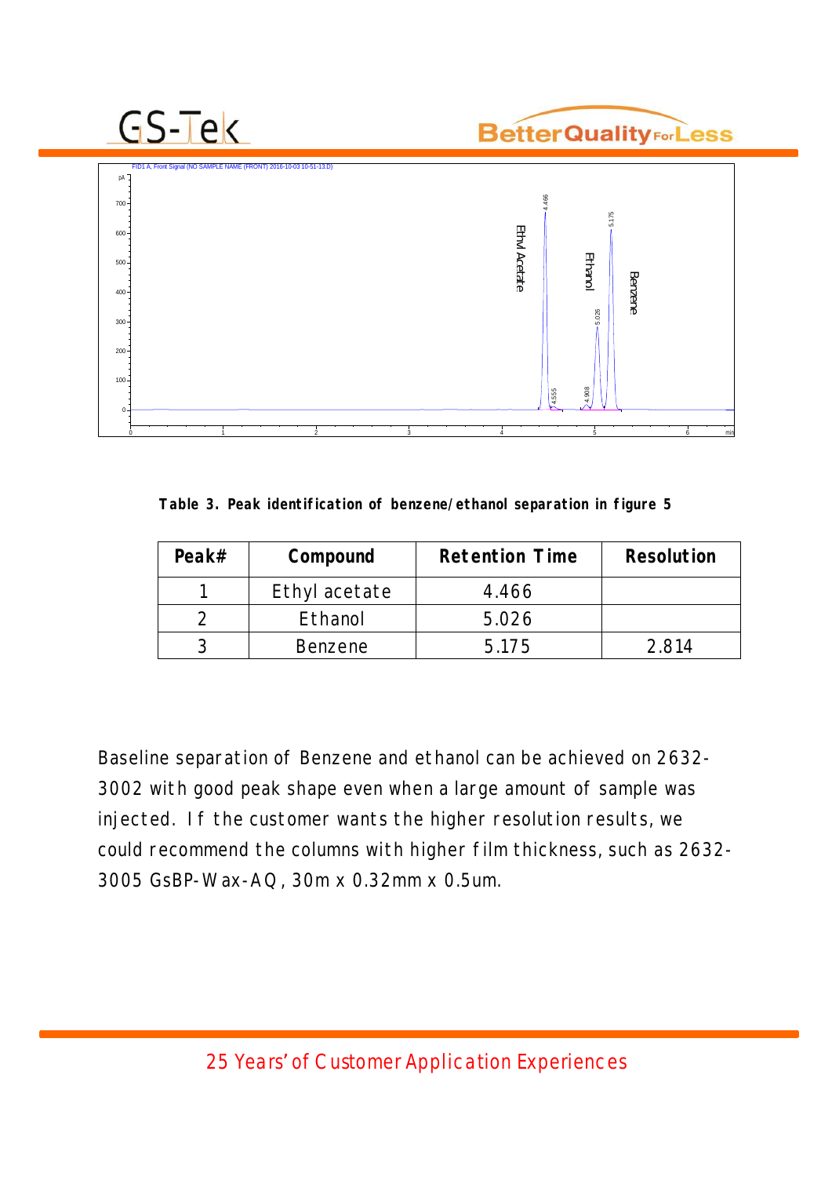**Table 3. Peak identification of benzene/ethanol separation in figure 5**

| Peak# | Compound | Retention Time | Resolution |
|---|---|---|---|
| 1 | Ethyl acetate | 4.466 | |
| 2 | Ethanol | 5.026 | |
| 3 | Benzene | 5.175 | 2.814 |

Baseline separation of Benzene and ethanol can be achieved on 2632-3002 with good peak shape even when a large amount of sample was injected. If the customer wants the higher resolution results, we could recommend the columns with higher film thickness, such as 2632-3005 GsBP-Wax-AQ, 30m x 0.32mm x 0.5um.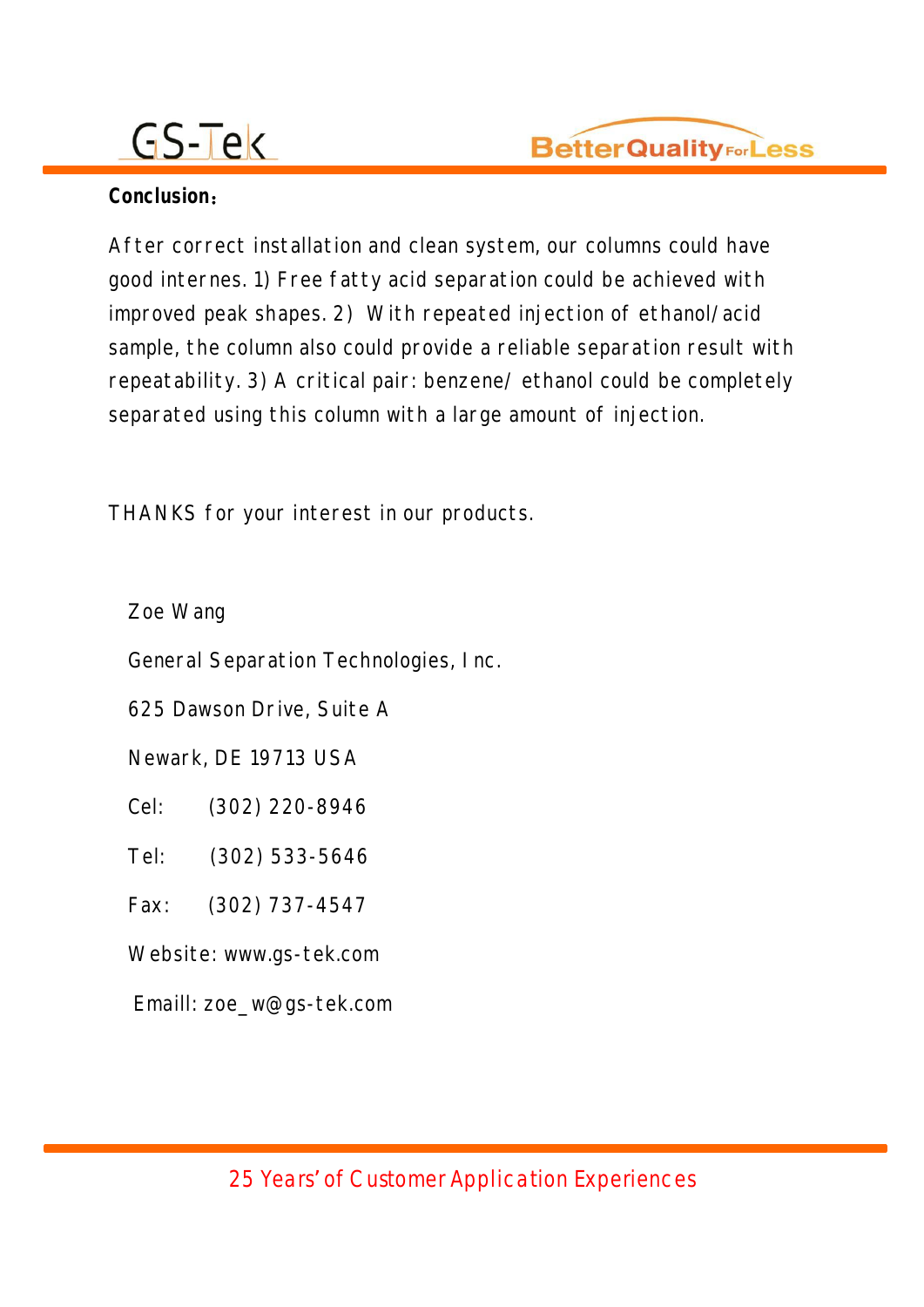**Conclusion：**

After correct installation and clean system, our columns could have good livernes. 1) Free fatty acid separation could be achieved with improved peak shapes. 2) With repeated injection of ethanol/acid sample, the column also could provide a reliable separation result with repeatability. 3) A critical pair: benzene/ ethanol could be completely separated using this column with a large amount of injection.

THANKS for your interest in our products.

Zoe Wang

General Separation Technologies, Inc.

625 Dawson Drive, Suite A

Newark, DE 19713 USA

Cel: (302) 220-8946

Tel: (302) 533-5646

Fax: (302) 737-4547

Website: www.gs-tek.com

Emaill: zoe_w@gs-tek.com

**Conclusion：**

After correct installation and clean system, our columns could have good internes. 1) Free fatty acid separation could be achieved with improved peak shapes. 2) With repeated injection of ethanol/acid sample, the column also could provide a reliable separation result with repeatability. 3) A critical pair: benzene/ ethanol could be completely separated using this column with a large amount of injection.

THANKS for your interest in our products.

Zoe Wang

General Separation Technologies, Inc.

625 Dawson Drive, Suite A

Newark, DE 19713 USA

Cel: (302) 220-8946

Tel: (302) 533-5646

Fax: (302) 737-4547

Website: www.gs-tek.com

Emaill: zoe_w@gs-tek.com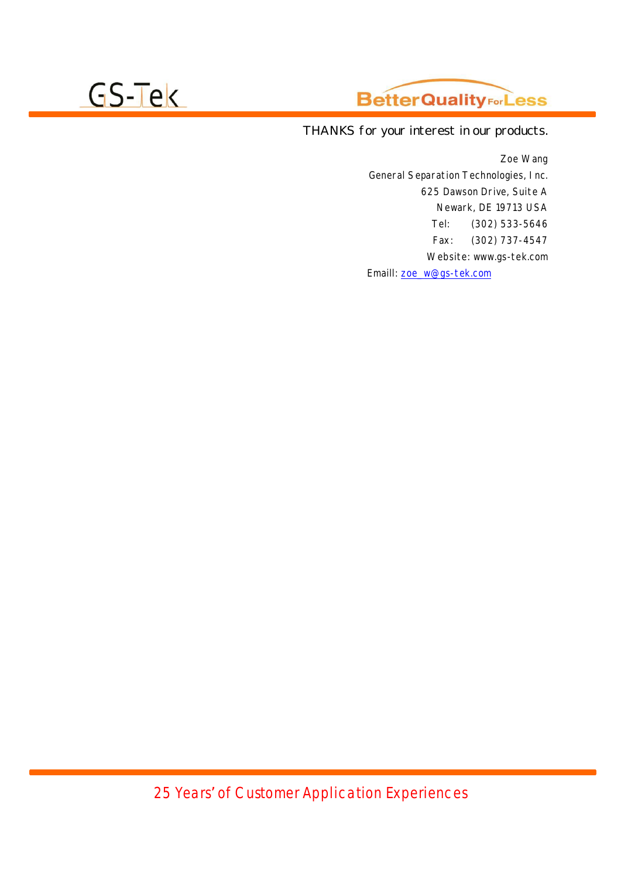GS-Tek

Better Quality For Less

THANKS for your interest in our products.

Zoe Wang
General Separation Technologies, Inc.
625 Dawson Drive, Suite A
Newark, DE 19713 USA
Tel: (302) 533-5646
Fax: (302) 737-4547
Website: www.gs-tek.com
Emaill: zoe_w@gs-tek.com

25 Years' of Customer Application Experiences